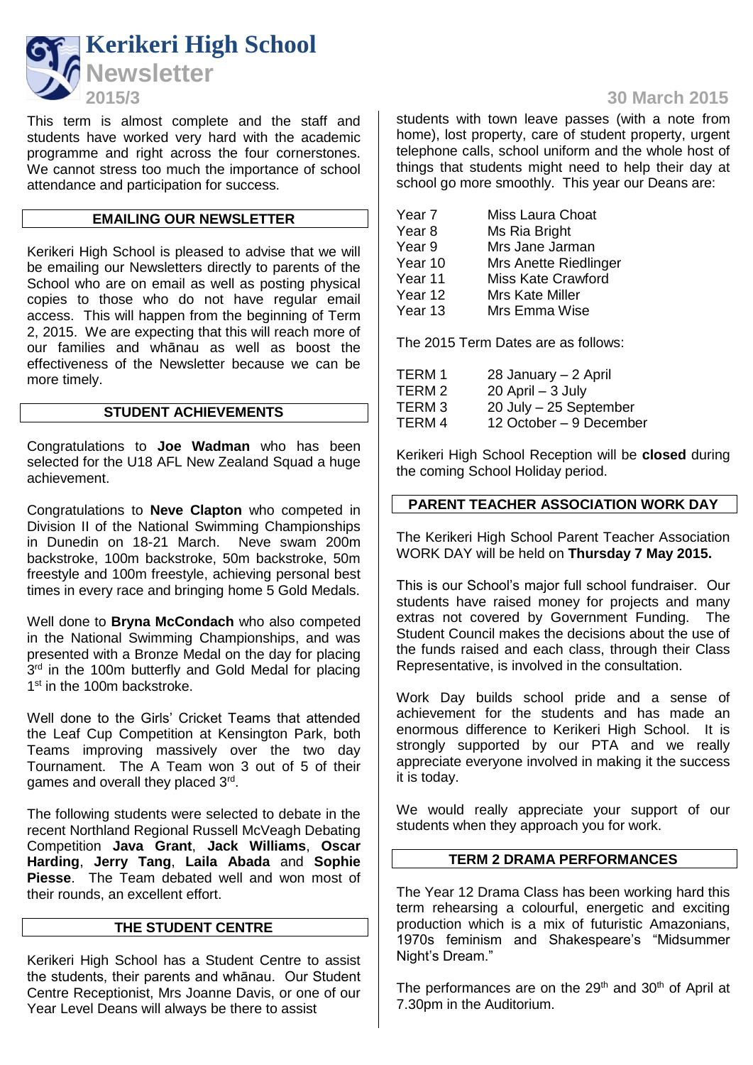# Kerikeri High School Newsletter

**2015/3** — **30 March 2015**

This term is almost complete and the staff and students have worked very hard with the academic programme and right across the four cornerstones. We cannot stress too much the importance of school attendance and participation for success.

## EMAILING OUR NEWSLETTER

Kerikeri High School is pleased to advise that we will be emailing our Newsletters directly to parents of the School who are on email as well as posting physical copies to those who do not have regular email access. This will happen from the beginning of Term 2, 2015. We are expecting that this will reach more of our families and whānau as well as boost the effectiveness of the Newsletter because we can be more timely.

## STUDENT ACHIEVEMENTS

Congratulations to **Joe Wadman** who has been selected for the U18 AFL New Zealand Squad a huge achievement.

Congratulations to **Neve Clapton** who competed in Division II of the National Swimming Championships in Dunedin on 18-21 March. Neve swam 200m backstroke, 100m backstroke, 50m backstroke, 50m freestyle and 100m freestyle, achieving personal best times in every race and bringing home 5 Gold Medals.

Well done to **Bryna McCondach** who also competed in the National Swimming Championships, and was presented with a Bronze Medal on the day for placing 3rd in the 100m butterfly and Gold Medal for placing 1st in the 100m backstroke.

Well done to the Girls' Cricket Teams that attended the Leaf Cup Competition at Kensington Park, both Teams improving massively over the two day Tournament. The A Team won 3 out of 5 of their games and overall they placed 3rd.

The following students were selected to debate in the recent Northland Regional Russell McVeagh Debating Competition **Java Grant**, **Jack Williams**, **Oscar Harding**, **Jerry Tang**, **Laila Abada** and **Sophie Piesse**. The Team debated well and won most of their rounds, an excellent effort.

## THE STUDENT CENTRE

Kerikeri High School has a Student Centre to assist the students, their parents and whānau. Our Student Centre Receptionist, Mrs Joanne Davis, or one of our Year Level Deans will always be there to assist students with town leave passes (with a note from home), lost property, care of student property, urgent telephone calls, school uniform and the whole host of things that students might need to help their day at school go more smoothly. This year our Deans are:

| | |
|---|---|
| Year 7 | Miss Laura Choat |
| Year 8 | Ms Ria Bright |
| Year 9 | Mrs Jane Jarman |
| Year 10 | Mrs Anette Riedlinger |
| Year 11 | Miss Kate Crawford |
| Year 12 | Mrs Kate Miller |
| Year 13 | Mrs Emma Wise |

The 2015 Term Dates are as follows:

| | |
|---|---|
| TERM 1 | 28 January – 2 April |
| TERM 2 | 20 April – 3 July |
| TERM 3 | 20 July – 25 September |
| TERM 4 | 12 October – 9 December |

Kerikeri High School Reception will be **closed** during the coming School Holiday period.

## PARENT TEACHER ASSOCIATION WORK DAY

The Kerikeri High School Parent Teacher Association WORK DAY will be held on **Thursday 7 May 2015.**

This is our School's major full school fundraiser. Our students have raised money for projects and many extras not covered by Government Funding. The Student Council makes the decisions about the use of the funds raised and each class, through their Class Representative, is involved in the consultation.

Work Day builds school pride and a sense of achievement for the students and has made an enormous difference to Kerikeri High School. It is strongly supported by our PTA and we really appreciate everyone involved in making it the success it is today.

We would really appreciate your support of our students when they approach you for work.

## TERM 2 DRAMA PERFORMANCES

The Year 12 Drama Class has been working hard this term rehearsing a colourful, energetic and exciting production which is a mix of futuristic Amazonians, 1970s feminism and Shakespeare's "Midsummer Night's Dream."

The performances are on the 29th and 30th of April at 7.30pm in the Auditorium.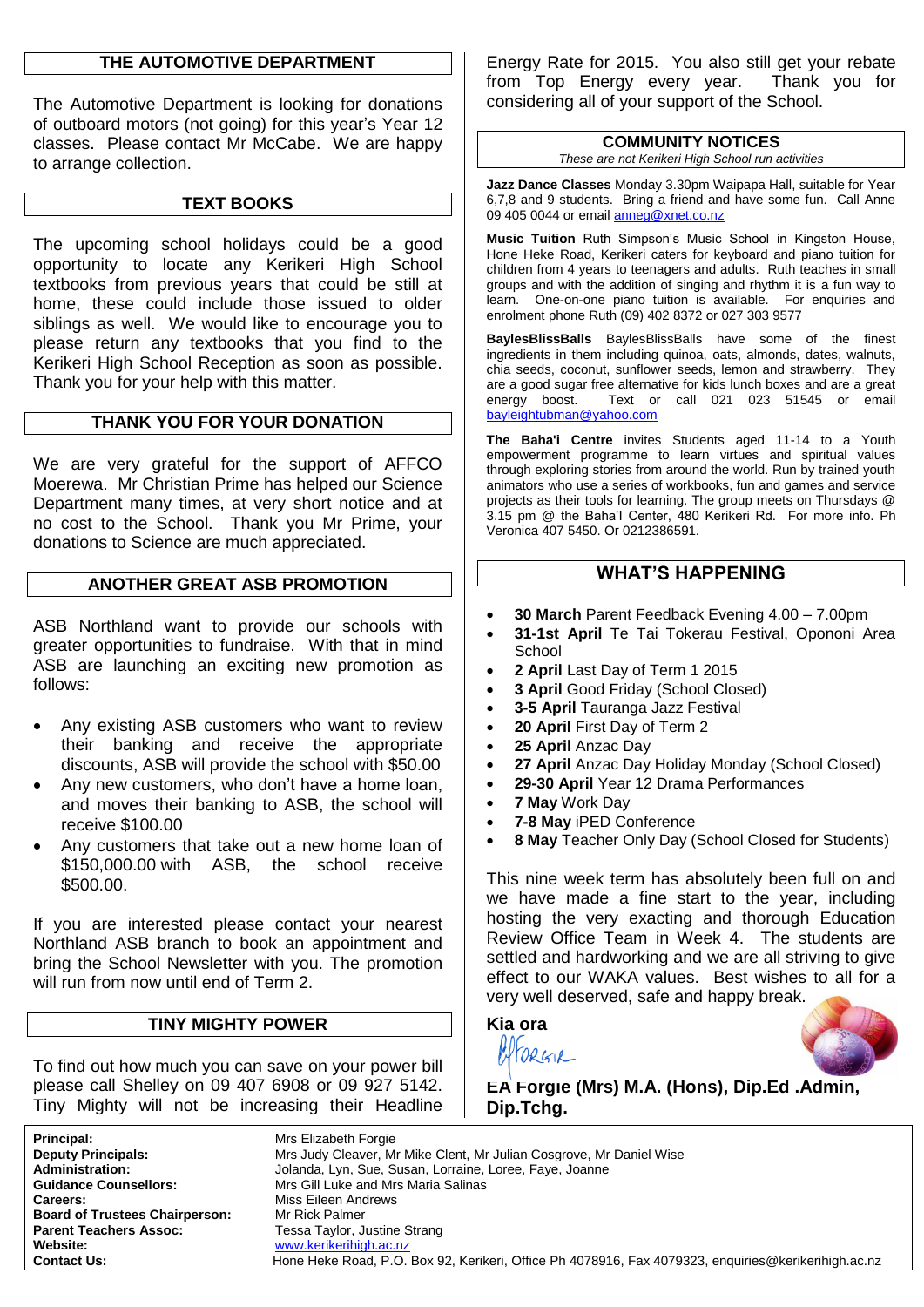## THE AUTOMOTIVE DEPARTMENT

The Automotive Department is looking for donations of outboard motors (not going) for this year's Year 12 classes. Please contact Mr McCabe. We are happy to arrange collection.

## TEXT BOOKS

The upcoming school holidays could be a good opportunity to locate any Kerikeri High School textbooks from previous years that could be still at home, these could include those issued to older siblings as well. We would like to encourage you to please return any textbooks that you find to the Kerikeri High School Reception as soon as possible. Thank you for your help with this matter.

## THANK YOU FOR YOUR DONATION

We are very grateful for the support of AFFCO Moerewa. Mr Christian Prime has helped our Science Department many times, at very short notice and at no cost to the School. Thank you Mr Prime, your donations to Science are much appreciated.

## ANOTHER GREAT ASB PROMOTION

ASB Northland want to provide our schools with greater opportunities to fundraise. With that in mind ASB are launching an exciting new promotion as follows:

- Any existing ASB customers who want to review their banking and receive the appropriate discounts, ASB will provide the school with $50.00
- Any new customers, who don't have a home loan, and moves their banking to ASB, the school will receive $100.00
- Any customers that take out a new home loan of $150,000.00 with ASB, the school receive $500.00.

If you are interested please contact your nearest Northland ASB branch to book an appointment and bring the School Newsletter with you. The promotion will run from now until end of Term 2.

## TINY MIGHTY POWER

To find out how much you can save on your power bill please call Shelley on 09 407 6908 or 09 927 5142. Tiny Mighty will not be increasing their Headline Energy Rate for 2015. You also still get your rebate from Top Energy every year. Thank you for considering all of your support of the School.

## COMMUNITY NOTICES

*These are not Kerikeri High School run activities*

**Jazz Dance Classes** Monday 3.30pm Waipapa Hall, suitable for Year 6,7,8 and 9 students. Bring a friend and have some fun. Call Anne 09 405 0044 or email anneg@xnet.co.nz

**Music Tuition** Ruth Simpson's Music School in Kingston House, Hone Heke Road, Kerikeri caters for keyboard and piano tuition for children from 4 years to teenagers and adults. Ruth teaches in small groups and with the addition of singing and rhythm it is a fun way to learn. One-on-one piano tuition is available. For enquiries and enrolment phone Ruth (09) 402 8372 or 027 303 9577

**BaylesBlissBalls** BaylesBlissBalls have some of the finest ingredients in them including quinoa, oats, almonds, dates, walnuts, chia seeds, coconut, sunflower seeds, lemon and strawberry. They are a good sugar free alternative for kids lunch boxes and are a great energy boost. Text or call 021 023 51545 or email bayleightubman@yahoo.com

**The Baha'i Centre** invites Students aged 11-14 to a Youth empowerment programme to learn virtues and spiritual values through exploring stories from around the world. Run by trained youth animators who use a series of workbooks, fun and games and service projects as their tools for learning. The group meets on Thursdays @ 3.15 pm @ the Baha'I Center, 480 Kerikeri Rd. For more info. Ph Veronica 407 5450. Or 0212386591.

## WHAT'S HAPPENING

- **30 March** Parent Feedback Evening 4.00 – 7.00pm
- **31-1st April** Te Tai Tokerau Festival, Opononi Area School
- **2 April** Last Day of Term 1 2015
- **3 April** Good Friday (School Closed)
- **3-5 April** Tauranga Jazz Festival
- **20 April** First Day of Term 2
- **25 April** Anzac Day
- **27 April** Anzac Day Holiday Monday (School Closed)
- **29-30 April** Year 12 Drama Performances
- **7 May** Work Day
- **7-8 May** iPED Conference
- **8 May** Teacher Only Day (School Closed for Students)

This nine week term has absolutely been full on and we have made a fine start to the year, including hosting the very exacting and thorough Education Review Office Team in Week 4. The students are settled and hardworking and we are all striving to give effect to our WAKA values. Best wishes to all for a very well deserved, safe and happy break.

**Kia ora**

**EA Forgie (Mrs) M.A. (Hons), Dip.Ed .Admin, Dip.Tchg.**

| | |
|---|---|
| **Principal:** | Mrs Elizabeth Forgie |
| **Deputy Principals:** | Mrs Judy Cleaver, Mr Mike Clent, Mr Julian Cosgrove, Mr Daniel Wise |
| **Administration:** | Jolanda, Lyn, Sue, Susan, Lorraine, Loree, Faye, Joanne |
| **Guidance Counsellors:** | Mrs Gill Luke and Mrs Maria Salinas |
| **Careers:** | Miss Eileen Andrews |
| **Board of Trustees Chairperson:** | Mr Rick Palmer |
| **Parent Teachers Assoc:** | Tessa Taylor, Justine Strang |
| **Website:** | www.kerikerihigh.ac.nz |
| **Contact Us:** | Hone Heke Road, P.O. Box 92, Kerikeri, Office Ph 4078916, Fax 4079323, enquiries@kerikerihigh.ac.nz |